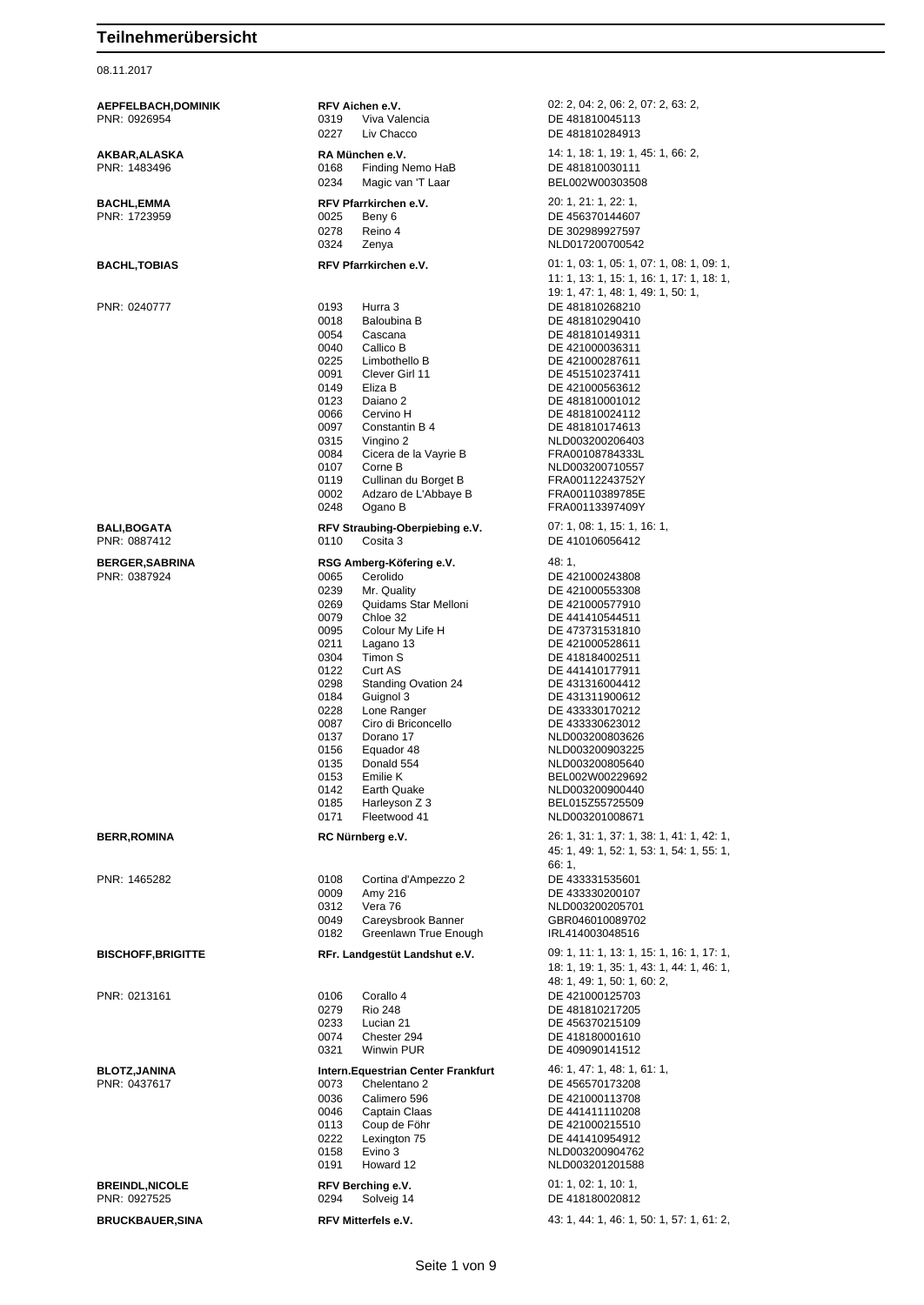# Teilnehmerübersicht

08.11.2017

**AEPFELBACH,DOMINIK**
PNR: 0926954

**RFV Aichen e.V.**

02: 2, 04: 2, 06: 2, 07: 2, 63: 2,

| | | |
|---|---|---|
| 0319 | Viva Valencia | DE 481810045113 |
| 0227 | Liv Chacco | DE 481810284913 |

**AKBAR,ALASKA**
PNR: 1483496

**RA München e.V.**

14: 1, 18: 1, 19: 1, 45: 1, 66: 2,

| | | |
|---|---|---|
| 0168 | Finding Nemo HaB | DE 481810030111 |
| 0234 | Magic van 'T Laar | BEL002W00303508 |

**BACHL,EMMA**
PNR: 1723959

**RFV Pfarrkirchen e.V.**

20: 1, 21: 1, 22: 1,

| | | |
|---|---|---|
| 0025 | Beny 6 | DE 456370144607 |
| 0278 | Reino 4 | DE 302989927597 |
| 0324 | Zenya | NLD017200700542 |

**BACHL,TOBIAS**
PNR: 0240777

**RFV Pfarrkirchen e.V.**

01: 1, 03: 1, 05: 1, 07: 1, 08: 1, 09: 1, 11: 1, 13: 1, 15: 1, 16: 1, 17: 1, 18: 1, 19: 1, 47: 1, 48: 1, 49: 1, 50: 1,

| | | |
|---|---|---|
| 0193 | Hurra 3 | DE 481810268210 |
| 0018 | Baloubina B | DE 481810290410 |
| 0054 | Cascana | DE 481810149311 |
| 0040 | Callico B | DE 421000036311 |
| 0225 | Limbothello B | DE 421000287611 |
| 0091 | Clever Girl 11 | DE 451510237411 |
| 0149 | Eliza B | DE 421000563612 |
| 0123 | Daiano 2 | DE 481810001012 |
| 0066 | Cervino H | DE 481810024112 |
| 0097 | Constantin B 4 | DE 481810174613 |
| 0315 | Vingino 2 | NLD003200206403 |
| 0084 | Cicera de la Vayrie B | FRA00108784333L |
| 0107 | Corne B | NLD003200710557 |
| 0119 | Cullinan du Borget B | FRA00112243752Y |
| 0002 | Adzaro de L'Abbaye B | FRA00110389785E |
| 0248 | Ogano B | FRA00113397409Y |

**BALI,BOGATA**
PNR: 0887412

**RFV Straubing-Oberpiebing e.V.**

07: 1, 08: 1, 15: 1, 16: 1,

| | | |
|---|---|---|
| 0110 | Cosita 3 | DE 410106056412 |

**BERGER,SABRINA**
PNR: 0387924

**RSG Amberg-Köfering e.V.**

48: 1,

| | | |
|---|---|---|
| 0065 | Cerolido | DE 421000243808 |
| 0239 | Mr. Quality | DE 421000553308 |
| 0269 | Quidams Star Melloni | DE 421000577910 |
| 0079 | Chloe 32 | DE 441410544511 |
| 0095 | Colour My Life H | DE 473731531810 |
| 0211 | Lagano 13 | DE 421000528611 |
| 0304 | Timon S | DE 418184002511 |
| 0122 | Curt AS | DE 441410177911 |
| 0298 | Standing Ovation 24 | DE 431316004412 |
| 0184 | Guignol 3 | DE 431311900612 |
| 0228 | Lone Ranger | DE 433330170212 |
| 0087 | Ciro di Briconcello | DE 433330623012 |
| 0137 | Dorano 17 | NLD003200803626 |
| 0156 | Equador 48 | NLD003200903225 |
| 0135 | Donald 554 | NLD003200805640 |
| 0153 | Emilie K | BEL002W00229692 |
| 0142 | Earth Quake | NLD003200900440 |
| 0185 | Harleyson Z 3 | BEL015Z55725509 |
| 0171 | Fleetwood 41 | NLD003201008671 |

**BERR,ROMINA**
PNR: 1465282

**RC Nürnberg e.V.**

26: 1, 31: 1, 37: 1, 38: 1, 41: 1, 42: 1, 45: 1, 49: 1, 52: 1, 53: 1, 54: 1, 55: 1, 66: 1,

| | | |
|---|---|---|
| 0108 | Cortina d'Ampezzo 2 | DE 433331535601 |
| 0009 | Amy 216 | DE 433330200107 |
| 0312 | Vera 76 | NLD003200205701 |
| 0049 | Careysbrook Banner | GBR046010089702 |
| 0182 | Greenlawn True Enough | IRL414003048516 |

**BISCHOFF,BRIGITTE**
PNR: 0213161

**RFr. Landgestüt Landshut e.V.**

09: 1, 11: 1, 13: 1, 15: 1, 16: 1, 17: 1, 18: 1, 19: 1, 35: 1, 43: 1, 44: 1, 46: 1, 48: 1, 49: 1, 50: 1, 60: 2,

| | | |
|---|---|---|
| 0106 | Corallo 4 | DE 421000125703 |
| 0279 | Rio 248 | DE 481810217205 |
| 0233 | Lucian 21 | DE 456370215109 |
| 0074 | Chester 294 | DE 418180001610 |
| 0321 | Winwin PUR | DE 409090141512 |

**BLOTZ,JANINA**
PNR: 0437617

**Intern.Equestrian Center Frankfurt**

46: 1, 47: 1, 48: 1, 61: 1,

| | | |
|---|---|---|
| 0073 | Chelentano 2 | DE 456570173208 |
| 0036 | Calimero 596 | DE 421000113708 |
| 0046 | Captain Claas | DE 441411110208 |
| 0113 | Coup de Föhr | DE 421000215510 |
| 0222 | Lexington 75 | DE 441410954912 |
| 0158 | Evino 3 | NLD003200904762 |
| 0191 | Howard 12 | NLD003201201588 |

**BREINDL,NICOLE**
PNR: 0927525

**RFV Berching e.V.**

01: 1, 02: 1, 10: 1,

| | | |
|---|---|---|
| 0294 | Solveig 14 | DE 418180020812 |

**BRUCKBAUER,SINA**

**RFV Mitterfels e.V.**

43: 1, 44: 1, 46: 1, 50: 1, 57: 1, 61: 2,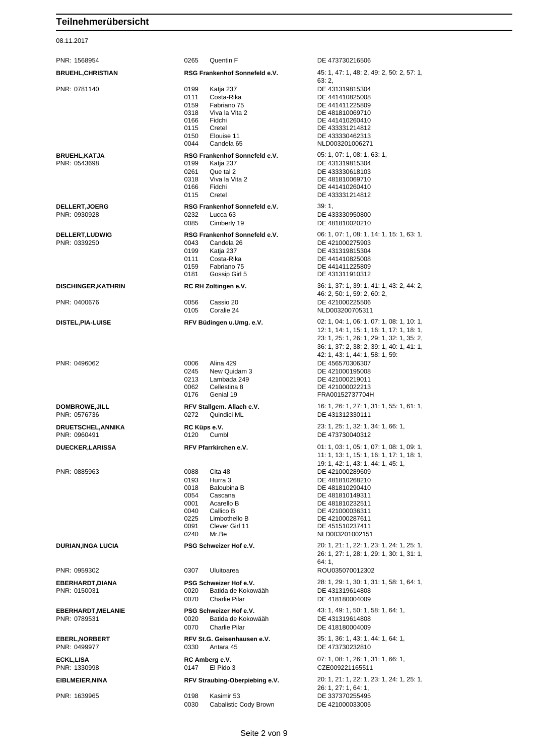# Teilnehmerübersicht

08.11.2017

| Reiter | Verein / Pferd | Prüfungen / Lebensnummer |
|---|---|---|
| PNR: 1568954 | 0265 Quentin F | DE 473730216506 |
| **BRUEHL,CHRISTIAN** | **RSG Frankenhof Sonnefeld e.V.** | 45: 1, 47: 1, 48: 2, 49: 2, 50: 2, 57: 1, 63: 2, |
| PNR: 0781140 | 0199 Katja 237 | DE 431319815304 |
| | 0111 Costa-Rika | DE 441410825008 |
| | 0159 Fabriano 75 | DE 441411225809 |
| | 0318 Viva la Vita 2 | DE 481810069710 |
| | 0166 Fidchi | DE 441410260410 |
| | 0115 Cretel | DE 433331214812 |
| | 0150 Elouise 11 | DE 433330462313 |
| | 0044 Candela 65 | NLD003201006271 |
| **BRUEHL,KATJA** | **RSG Frankenhof Sonnefeld e.V.** | 05: 1, 07: 1, 08: 1, 63: 1, |
| PNR: 0543698 | 0199 Katja 237 | DE 431319815304 |
| | 0261 Que tal 2 | DE 433330618103 |
| | 0318 Viva la Vita 2 | DE 481810069710 |
| | 0166 Fidchi | DE 441410260410 |
| | 0115 Cretel | DE 433331214812 |
| **DELLERT,JOERG** | **RSG Frankenhof Sonnefeld e.V.** | 39: 1, |
| PNR: 0930928 | 0232 Lucca 63 | DE 433330950800 |
| | 0085 Cimberly 19 | DE 481810020210 |
| **DELLERT,LUDWIG** | **RSG Frankenhof Sonnefeld e.V.** | 06: 1, 07: 1, 08: 1, 14: 1, 15: 1, 63: 1, |
| PNR: 0339250 | 0043 Candela 26 | DE 421000275903 |
| | 0199 Katja 237 | DE 431319815304 |
| | 0111 Costa-Rika | DE 441410825008 |
| | 0159 Fabriano 75 | DE 441411225809 |
| | 0181 Gossip Girl 5 | DE 431311910312 |
| **DISCHINGER,KATHRIN** | **RC RH Zoltingen e.V.** | 36: 1, 37: 1, 39: 1, 41: 1, 43: 2, 44: 2, 46: 2, 50: 1, 59: 2, 60: 2, |
| PNR: 0400676 | 0056 Cassio 20 | DE 421000225506 |
| | 0105 Coralie 24 | NLD003200705311 |
| **DISTEL,PIA-LUISE** | **RFV Büdingen u.Umg. e.V.** | 02: 1, 04: 1, 06: 1, 07: 1, 08: 1, 10: 1, 12: 1, 14: 1, 15: 1, 16: 1, 17: 1, 18: 1, 23: 1, 25: 1, 26: 1, 29: 1, 32: 1, 35: 2, 36: 1, 37: 2, 38: 2, 39: 1, 40: 1, 41: 1, 42: 1, 43: 1, 44: 1, 58: 1, 59: |
| PNR: 0496062 | 0006 Alina 429 | DE 456570306307 |
| | 0245 New Quidam 3 | DE 421000195008 |
| | 0213 Lambada 249 | DE 421000219011 |
| | 0062 Cellestina 8 | DE 421000022213 |
| | 0176 Genial 19 | FRA00152737704H |
| **DOMBROWE,JILL** | **RFV Stallgem. Allach e.V.** | 16: 1, 26: 1, 27: 1, 31: 1, 55: 1, 61: 1, |
| PNR: 0576736 | 0272 Quindici ML | DE 431312330111 |
| **DRUETSCHEL,ANNIKA** | **RC Küps e.V.** | 23: 1, 25: 1, 32: 1, 34: 1, 66: 1, |
| PNR: 0960491 | 0120 Cumbl | DE 473730040312 |
| **DUECKER,LARISSA** | **RFV Pfarrkirchen e.V.** | 01: 1, 03: 1, 05: 1, 07: 1, 08: 1, 09: 1, 11: 1, 13: 1, 15: 1, 16: 1, 17: 1, 18: 1, 19: 1, 42: 1, 43: 1, 44: 1, 45: 1, |
| PNR: 0885963 | 0088 Cita 48 | DE 421000289609 |
| | 0193 Hurra 3 | DE 481810268210 |
| | 0018 Baloubina B | DE 481810290410 |
| | 0054 Cascana | DE 481810149311 |
| | 0001 Acarello B | DE 481810232511 |
| | 0040 Callico B | DE 421000036311 |
| | 0225 Limbothello B | DE 421000287611 |
| | 0091 Clever Girl 11 | DE 451510237411 |
| | 0240 Mr.Be | NLD003201002151 |
| **DURIAN,INGA LUCIA** | **PSG Schweizer Hof e.V.** | 20: 1, 21: 1, 22: 1, 23: 1, 24: 1, 25: 1, 26: 1, 27: 1, 28: 1, 29: 1, 30: 1, 31: 1, 64: 1, |
| PNR: 0959302 | 0307 Uluitoarea | ROU035070012302 |
| **EBERHARDT,DIANA** | **PSG Schweizer Hof e.V.** | 28: 1, 29: 1, 30: 1, 31: 1, 58: 1, 64: 1, |
| PNR: 0150031 | 0020 Batida de Kokowääh | DE 431319614808 |
| | 0070 Charlie Pilar | DE 418180004009 |
| **EBERHARDT,MELANIE** | **PSG Schweizer Hof e.V.** | 43: 1, 49: 1, 50: 1, 58: 1, 64: 1, |
| PNR: 0789531 | 0020 Batida de Kokowääh | DE 431319614808 |
| | 0070 Charlie Pilar | DE 418180004009 |
| **EBERL,NORBERT** | **RFV St.G. Geisenhausen e.V.** | 35: 1, 36: 1, 43: 1, 44: 1, 64: 1, |
| PNR: 0499977 | 0330 Antara 45 | DE 473730232810 |
| **ECKL,LISA** | **RC Amberg e.V.** | 07: 1, 08: 1, 26: 1, 31: 1, 66: 1, |
| PNR: 1330998 | 0147 El Pido 3 | CZE009221165511 |
| **EIBLMEIER,NINA** | **RFV Straubing-Oberpiebing e.V.** | 20: 1, 21: 1, 22: 1, 23: 1, 24: 1, 25: 1, 26: 1, 27: 1, 64: 1, |
| PNR: 1639965 | 0198 Kasimir 53 | DE 337370255495 |
| | 0030 Cabalistic Cody Brown | DE 421000033005 |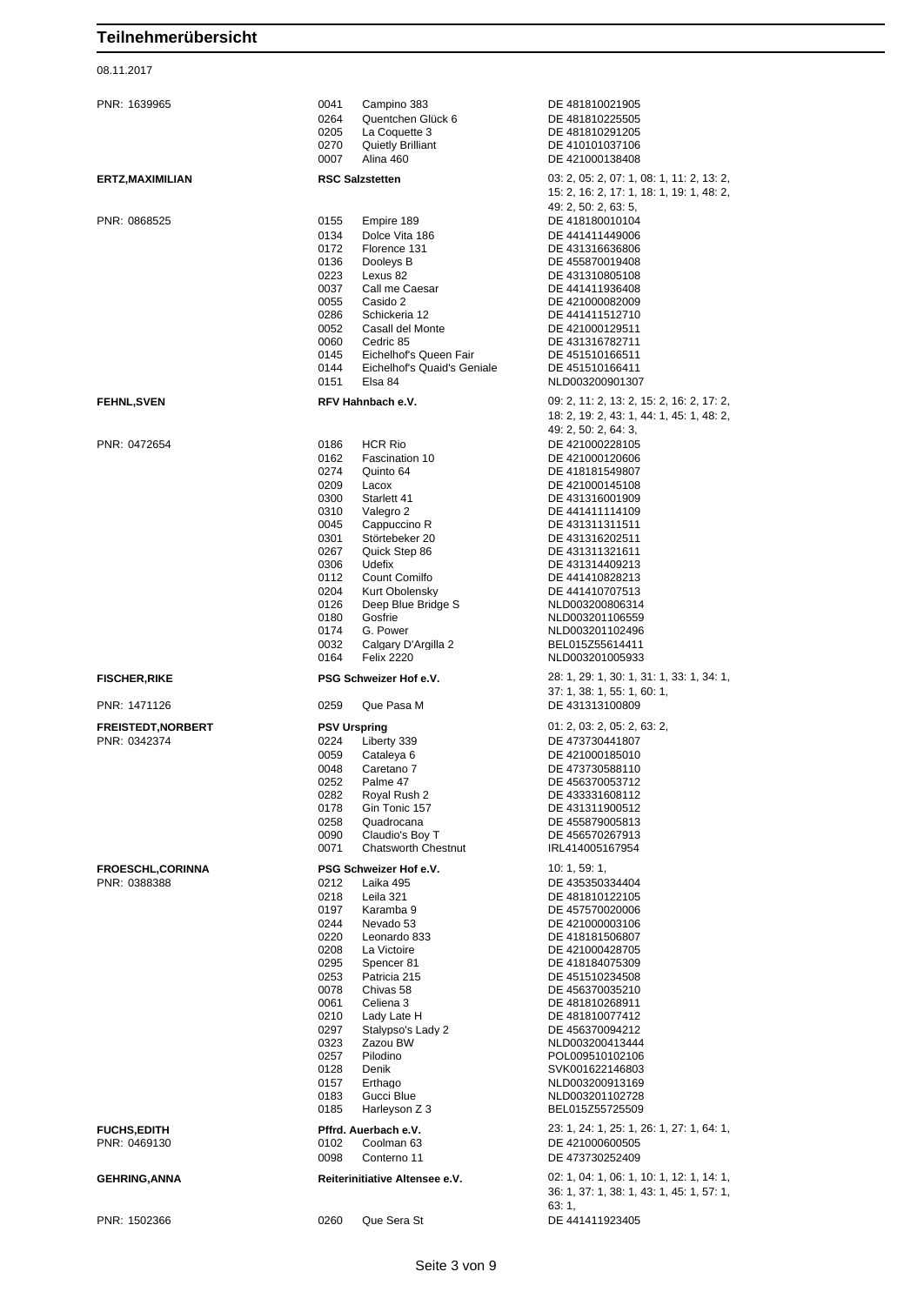# Teilnehmerübersicht

08.11.2017

| | | | |
|---|---|---|---|
| PNR: 1639965 | 0041 | Campino 383 | DE 481810021905 |
| | 0264 | Quentchen Glück 6 | DE 481810225505 |
| | 0205 | La Coquette 3 | DE 481810291205 |
| | 0270 | Quietly Brilliant | DE 410101037106 |
| | 0007 | Alina 460 | DE 421000138408 |
| **ERTZ,MAXIMILIAN** | **RSC Salzstetten** | | 03: 2, 05: 2, 07: 1, 08: 1, 11: 2, 13: 2, 15: 2, 16: 2, 17: 1, 18: 1, 19: 1, 48: 2, 49: 2, 50: 2, 63: 5, |
| PNR: 0868525 | 0155 | Empire 189 | DE 418180010104 |
| | 0134 | Dolce Vita 186 | DE 441411449006 |
| | 0172 | Florence 131 | DE 431316636806 |
| | 0136 | Dooleys B | DE 455870019408 |
| | 0223 | Lexus 82 | DE 431310805108 |
| | 0037 | Call me Caesar | DE 441411936408 |
| | 0055 | Casido 2 | DE 421000082009 |
| | 0286 | Schickeria 12 | DE 441411512710 |
| | 0052 | Casall del Monte | DE 421000129511 |
| | 0060 | Cedric 85 | DE 431316782711 |
| | 0145 | Eichelhof's Queen Fair | DE 451510166511 |
| | 0144 | Eichelhof's Quaid's Geniale | DE 451510166411 |
| | 0151 | Elsa 84 | NLD003200901307 |
| **FEHNL,SVEN** | **RFV Hahnbach e.V.** | | 09: 2, 11: 2, 13: 2, 15: 2, 16: 2, 17: 2, 18: 2, 19: 2, 43: 1, 44: 1, 45: 1, 48: 2, 49: 2, 50: 2, 64: 3, |
| PNR: 0472654 | 0186 | HCR Rio | DE 421000228105 |
| | 0162 | Fascination 10 | DE 421000120606 |
| | 0274 | Quinto 64 | DE 418181549807 |
| | 0209 | Lacox | DE 421000145108 |
| | 0300 | Starlett 41 | DE 431316001909 |
| | 0310 | Valegro 2 | DE 441411114109 |
| | 0045 | Cappuccino R | DE 431311311511 |
| | 0301 | Störtebeker 20 | DE 431316202511 |
| | 0267 | Quick Step 86 | DE 431311321611 |
| | 0306 | Udefix | DE 431314409213 |
| | 0112 | Count Comilfo | DE 441410828213 |
| | 0204 | Kurt Obolensky | DE 441410707513 |
| | 0126 | Deep Blue Bridge S | NLD003200806314 |
| | 0180 | Gosfrie | NLD003201106559 |
| | 0174 | G. Power | NLD003201102496 |
| | 0032 | Calgary D'Argilla 2 | BEL015Z55614411 |
| | 0164 | Felix 2220 | NLD003201005933 |
| **FISCHER,RIKE** | **PSG Schweizer Hof e.V.** | | 28: 1, 29: 1, 30: 1, 31: 1, 33: 1, 34: 1, 37: 1, 38: 1, 55: 1, 60: 1, |
| PNR: 1471126 | 0259 | Que Pasa M | DE 431313100809 |
| **FREISTEDT,NORBERT** | **PSV Urspring** | | 01: 2, 03: 2, 05: 2, 63: 2, |
| PNR: 0342374 | 0224 | Liberty 339 | DE 473730441807 |
| | 0059 | Cataleya 6 | DE 421000185010 |
| | 0048 | Caretano 7 | DE 473730588110 |
| | 0252 | Palme 47 | DE 456370053712 |
| | 0282 | Royal Rush 2 | DE 433331608112 |
| | 0178 | Gin Tonic 157 | DE 431311900512 |
| | 0258 | Quadrocana | DE 455879005813 |
| | 0090 | Claudio's Boy T | DE 456570267913 |
| | 0071 | Chatsworth Chestnut | IRL414005167954 |
| **FROESCHL,CORINNA** | **PSG Schweizer Hof e.V.** | | 10: 1, 59: 1, |
| PNR: 0388388 | 0212 | Laika 495 | DE 435350334404 |
| | 0218 | Leila 321 | DE 481810122105 |
| | 0197 | Karamba 9 | DE 457570020006 |
| | 0244 | Nevado 53 | DE 421000003106 |
| | 0220 | Leonardo 833 | DE 418181506807 |
| | 0208 | La Victoire | DE 421000428705 |
| | 0295 | Spencer 81 | DE 418184075309 |
| | 0253 | Patricia 215 | DE 451510234508 |
| | 0078 | Chivas 58 | DE 456370035210 |
| | 0061 | Celiena 3 | DE 481810268911 |
| | 0210 | Lady Late H | DE 481810077412 |
| | 0297 | Stalypso's Lady 2 | DE 456370094212 |
| | 0323 | Zazou BW | NLD003200413444 |
| | 0257 | Pilodino | POL009510102106 |
| | 0128 | Denik | SVK001622146803 |
| | 0157 | Erthago | NLD003200913169 |
| | 0183 | Gucci Blue | NLD003201102728 |
| | 0185 | Harleyson Z 3 | BEL015Z55725509 |
| **FUCHS,EDITH** | **Pffrd. Auerbach e.V.** | | 23: 1, 24: 1, 25: 1, 26: 1, 27: 1, 64: 1, |
| PNR: 0469130 | 0102 | Coolman 63 | DE 421000600505 |
| | 0098 | Conterno 11 | DE 473730252409 |
| **GEHRING,ANNA** | **Reiterinitiative Altensee e.V.** | | 02: 1, 04: 1, 06: 1, 10: 1, 12: 1, 14: 1, 36: 1, 37: 1, 38: 1, 43: 1, 45: 1, 57: 1, 63: 1, |
| PNR: 1502366 | 0260 | Que Sera St | DE 441411923405 |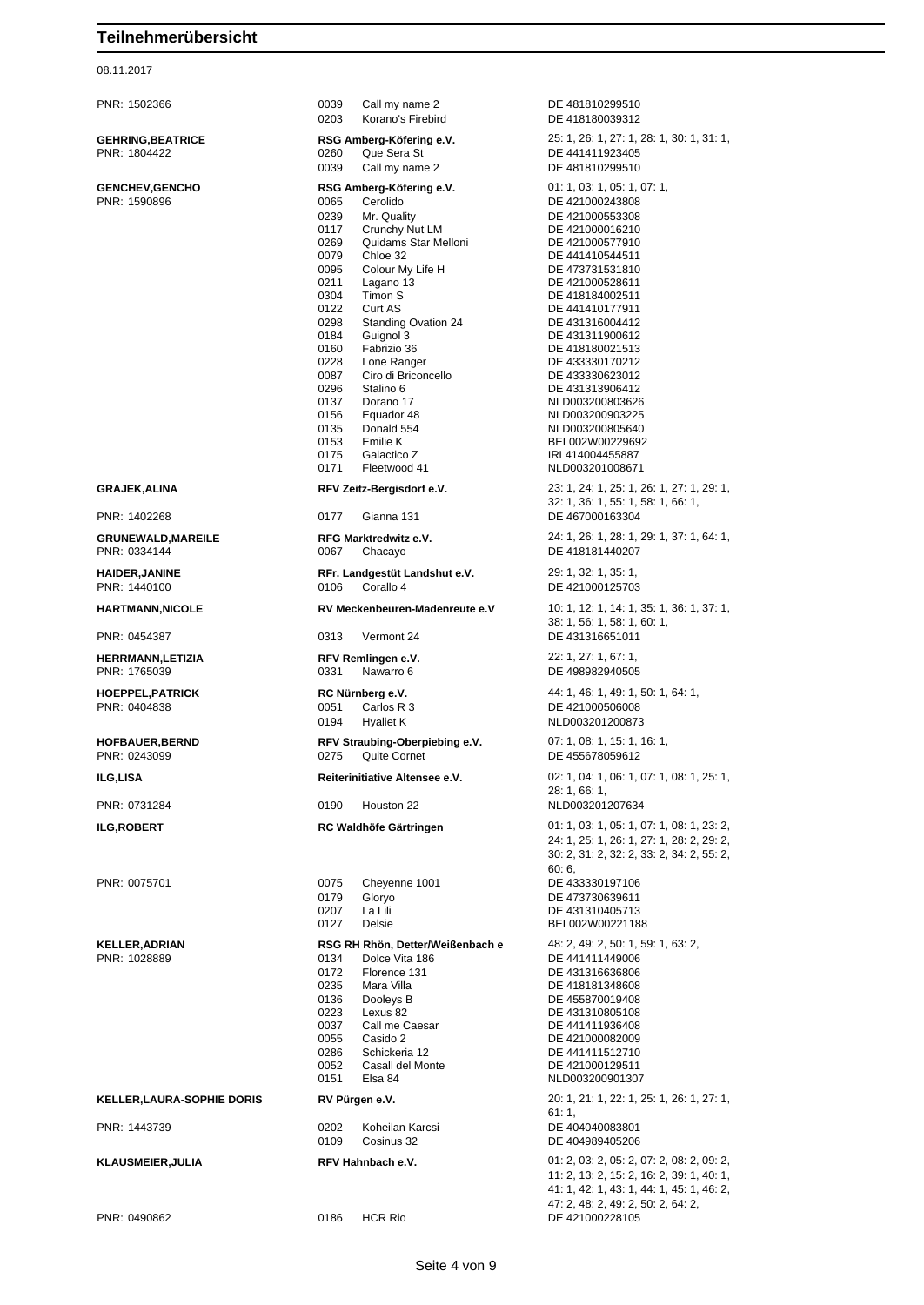# Teilnehmerübersicht

08.11.2017

| Reiter | Verein / Pferd | Prüfungen / Lebensnr. |
|---|---|---|
| PNR: 1502366 | 0039 Call my name 2 | DE 481810299510 |
| | 0203 Korano's Firebird | DE 418180039312 |
| **GEHRING,BEATRICE** | **RSG Amberg-Köfering e.V.** | 25: 1, 26: 1, 27: 1, 28: 1, 30: 1, 31: 1, |
| PNR: 1804422 | 0260 Que Sera St | DE 441411923405 |
| | 0039 Call my name 2 | DE 481810299510 |
| **GENCHEV,GENCHO** | **RSG Amberg-Köfering e.V.** | 01: 1, 03: 1, 05: 1, 07: 1, |
| PNR: 1590896 | 0065 Cerolido | DE 421000243808 |
| | 0239 Mr. Quality | DE 421000553308 |
| | 0117 Crunchy Nut LM | DE 421000016210 |
| | 0269 Quidams Star Melloni | DE 421000577910 |
| | 0079 Chloe 32 | DE 441410544511 |
| | 0095 Colour My Life H | DE 473731531810 |
| | 0211 Lagano 13 | DE 421000528611 |
| | 0304 Timon S | DE 418184002511 |
| | 0122 Curt AS | DE 441410177911 |
| | 0298 Standing Ovation 24 | DE 431316004412 |
| | 0184 Guignol 3 | DE 431311900612 |
| | 0160 Fabrizio 36 | DE 418180021513 |
| | 0228 Lone Ranger | DE 433330170212 |
| | 0087 Ciro di Briconcello | DE 433330623012 |
| | 0296 Stalino 6 | DE 431313906412 |
| | 0137 Dorano 17 | NLD003200803626 |
| | 0156 Equador 48 | NLD003200903225 |
| | 0135 Donald 554 | NLD003200805640 |
| | 0153 Emilie K | BEL002W00229692 |
| | 0175 Galactico Z | IRL414004455887 |
| | 0171 Fleetwood 41 | NLD003201008671 |
| **GRAJEK,ALINA** | **RFV Zeitz-Bergisdorf e.V.** | 23: 1, 24: 1, 25: 1, 26: 1, 27: 1, 29: 1, 32: 1, 36: 1, 55: 1, 58: 1, 66: 1, |
| PNR: 1402268 | 0177 Gianna 131 | DE 467000163304 |
| **GRUNEWALD,MAREILE** | **RFG Marktredwitz e.V.** | 24: 1, 26: 1, 28: 1, 29: 1, 37: 1, 64: 1, |
| PNR: 0334144 | 0067 Chacayo | DE 418181440207 |
| **HAIDER,JANINE** | **RFr. Landgestüt Landshut e.V.** | 29: 1, 32: 1, 35: 1, |
| PNR: 1440100 | 0106 Corallo 4 | DE 421000125703 |
| **HARTMANN,NICOLE** | **RV Meckenbeuren-Madenreute e.V** | 10: 1, 12: 1, 14: 1, 35: 1, 36: 1, 37: 1, 38: 1, 56: 1, 58: 1, 60: 1, |
| PNR: 0454387 | 0313 Vermont 24 | DE 431316651011 |
| **HERRMANN,LETIZIA** | **RFV Remlingen e.V.** | 22: 1, 27: 1, 67: 1, |
| PNR: 1765039 | 0331 Nawarro 6 | DE 498982940505 |
| **HOEPPEL,PATRICK** | **RC Nürnberg e.V.** | 44: 1, 46: 1, 49: 1, 50: 1, 64: 1, |
| PNR: 0404838 | 0051 Carlos R 3 | DE 421000506008 |
| | 0194 Hyaliet K | NLD003201200873 |
| **HOFBAUER,BERND** | **RFV Straubing-Oberpiebing e.V.** | 07: 1, 08: 1, 15: 1, 16: 1, |
| PNR: 0243099 | 0275 Quite Cornet | DE 455678059612 |
| **ILG,LISA** | **Reiterinitiative Altensee e.V.** | 02: 1, 04: 1, 06: 1, 07: 1, 08: 1, 25: 1, 28: 1, 66: 1, |
| PNR: 0731284 | 0190 Houston 22 | NLD003201207634 |
| **ILG,ROBERT** | **RC Waldhöfe Gärtringen** | 01: 1, 03: 1, 05: 1, 07: 1, 08: 1, 23: 2, 24: 1, 25: 1, 26: 1, 27: 1, 28: 2, 29: 2, 30: 2, 31: 2, 32: 2, 33: 2, 34: 2, 55: 2, 60: 6, |
| PNR: 0075701 | 0075 Cheyenne 1001 | DE 433330197106 |
| | 0179 Gloryo | DE 473730639611 |
| | 0207 La Lili | DE 431310405713 |
| | 0127 Delsie | BEL002W00221188 |
| **KELLER,ADRIAN** | **RSG RH Rhön, Detter/Weißenbach e** | 48: 2, 49: 2, 50: 1, 59: 1, 63: 2, |
| PNR: 1028889 | 0134 Dolce Vita 186 | DE 441411449006 |
| | 0172 Florence 131 | DE 431316636806 |
| | 0235 Mara Villa | DE 418181348608 |
| | 0136 Dooleys B | DE 455870019408 |
| | 0223 Lexus 82 | DE 431310805108 |
| | 0037 Call me Caesar | DE 441411936408 |
| | 0055 Casido 2 | DE 421000082009 |
| | 0286 Schickeria 12 | DE 441411512710 |
| | 0052 Casall del Monte | DE 421000129511 |
| | 0151 Elsa 84 | NLD003200901307 |
| **KELLER,LAURA-SOPHIE DORIS** | **RV Pürgen e.V.** | 20: 1, 21: 1, 22: 1, 25: 1, 26: 1, 27: 1, 61: 1, |
| PNR: 1443739 | 0202 Koheilan Karcsi | DE 404040083801 |
| | 0109 Cosinus 32 | DE 404989405206 |
| **KLAUSMEIER,JULIA** | **RFV Hahnbach e.V.** | 01: 2, 03: 2, 05: 2, 07: 2, 08: 2, 09: 2, 11: 2, 13: 2, 15: 2, 16: 2, 39: 1, 40: 1, 41: 1, 42: 1, 43: 1, 44: 1, 45: 1, 46: 2, 47: 2, 48: 2, 49: 2, 50: 2, 64: 2, |
| PNR: 0490862 | 0186 HCR Rio | DE 421000228105 |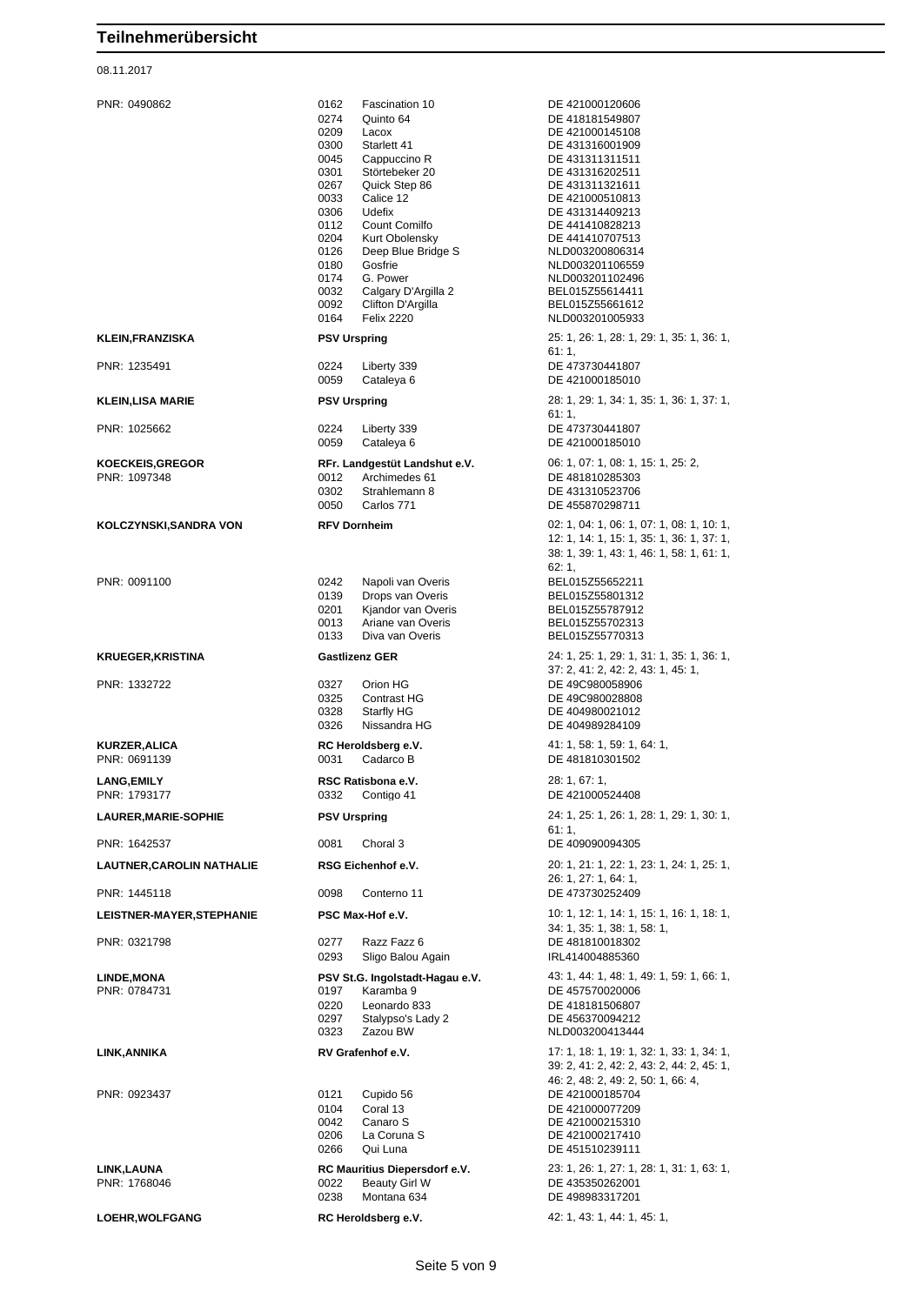# Teilnehmerübersicht

08.11.2017

| Teilnehmer | Verein / Nr. | Pferd | Lebensnr. / Prüfungen |
|---|---|---|---|
| PNR: 0490862 | 0162 | Fascination 10 | DE 421000120606 |
| | 0274 | Quinto 64 | DE 418181549807 |
| | 0209 | Lacox | DE 421000145108 |
| | 0300 | Starlett 41 | DE 431316001909 |
| | 0045 | Cappuccino R | DE 431311311511 |
| | 0301 | Störtebeker 20 | DE 431316202511 |
| | 0267 | Quick Step 86 | DE 431311321611 |
| | 0033 | Calice 12 | DE 421000510813 |
| | 0306 | Udefix | DE 431314409213 |
| | 0112 | Count Comilfo | DE 441410828213 |
| | 0204 | Kurt Obolensky | DE 441410707513 |
| | 0126 | Deep Blue Bridge S | NLD003200806314 |
| | 0180 | Gosfrie | NLD003201106559 |
| | 0174 | G. Power | NLD003201102496 |
| | 0032 | Calgary D'Argilla 2 | BEL015Z55614411 |
| | 0092 | Clifton D'Argilla | BEL015Z55661612 |
| | 0164 | Felix 2220 | NLD003201005933 |
| **KLEIN,FRANZISKA** | **PSV Urspring** | | 25: 1, 26: 1, 28: 1, 29: 1, 35: 1, 36: 1, 61: 1, |
| PNR: 1235491 | 0224 | Liberty 339 | DE 473730441807 |
| | 0059 | Cataleya 6 | DE 421000185010 |
| **KLEIN,LISA MARIE** | **PSV Urspring** | | 28: 1, 29: 1, 34: 1, 35: 1, 36: 1, 37: 1, 61: 1, |
| PNR: 1025662 | 0224 | Liberty 339 | DE 473730441807 |
| | 0059 | Cataleya 6 | DE 421000185010 |
| **KOECKEIS,GREGOR** | **RFr. Landgestüt Landshut e.V.** | | 06: 1, 07: 1, 08: 1, 15: 1, 25: 2, |
| PNR: 1097348 | 0012 | Archimedes 61 | DE 481810285303 |
| | 0302 | Strahlemann 8 | DE 431310523706 |
| | 0050 | Carlos 771 | DE 455870298711 |
| **KOLCZYNSKI,SANDRA VON** | **RFV Dornheim** | | 02: 1, 04: 1, 06: 1, 07: 1, 08: 1, 10: 1, 12: 1, 14: 1, 15: 1, 35: 1, 36: 1, 37: 1, 38: 1, 39: 1, 43: 1, 46: 1, 58: 1, 61: 1, 62: 1, |
| PNR: 0091100 | 0242 | Napoli van Overis | BEL015Z55652211 |
| | 0139 | Drops van Overis | BEL015Z55801312 |
| | 0201 | Kjandor van Overis | BEL015Z55787912 |
| | 0013 | Ariane van Overis | BEL015Z55702313 |
| | 0133 | Diva van Overis | BEL015Z55770313 |
| **KRUEGER,KRISTINA** | **Gastlizenz GER** | | 24: 1, 25: 1, 29: 1, 31: 1, 35: 1, 36: 1, 37: 2, 41: 2, 42: 2, 43: 1, 45: 1, |
| PNR: 1332722 | 0327 | Orion HG | DE 49C980058906 |
| | 0325 | Contrast HG | DE 49C980028808 |
| | 0328 | Starfly HG | DE 404980021012 |
| | 0326 | Nissandra HG | DE 404989284109 |
| **KURZER,ALICA** | **RC Heroldsberg e.V.** | | 41: 1, 58: 1, 59: 1, 64: 1, |
| PNR: 0691139 | 0031 | Cadarco B | DE 481810301502 |
| **LANG,EMILY** | **RSC Ratisbona e.V.** | | 28: 1, 67: 1, |
| PNR: 1793177 | 0332 | Contigo 41 | DE 421000524408 |
| **LAURER,MARIE-SOPHIE** | **PSV Urspring** | | 24: 1, 25: 1, 26: 1, 28: 1, 29: 1, 30: 1, 61: 1, |
| PNR: 1642537 | 0081 | Choral 3 | DE 409090094305 |
| **LAUTNER,CAROLIN NATHALIE** | **RSG Eichenhof e.V.** | | 20: 1, 21: 1, 22: 1, 23: 1, 24: 1, 25: 1, 26: 1, 27: 1, 64: 1, |
| PNR: 1445118 | 0098 | Conterno 11 | DE 473730252409 |
| **LEISTNER-MAYER,STEPHANIE** | **PSC Max-Hof e.V.** | | 10: 1, 12: 1, 14: 1, 15: 1, 16: 1, 18: 1, 34: 1, 35: 1, 38: 1, 58: 1, |
| PNR: 0321798 | 0277 | Razz Fazz 6 | DE 481810018302 |
| | 0293 | Sligo Balou Again | IRL414004885360 |
| **LINDE,MONA** | **PSV St.G. Ingolstadt-Hagau e.V.** | | 43: 1, 44: 1, 48: 1, 49: 1, 59: 1, 66: 1, |
| PNR: 0784731 | 0197 | Karamba 9 | DE 457570020006 |
| | 0220 | Leonardo 833 | DE 418181506807 |
| | 0297 | Stalypso's Lady 2 | DE 456370094212 |
| | 0323 | Zazou BW | NLD003200413444 |
| **LINK,ANNIKA** | **RV Grafenhof e.V.** | | 17: 1, 18: 1, 19: 1, 32: 1, 33: 1, 34: 1, 39: 2, 41: 2, 42: 2, 43: 2, 44: 2, 45: 1, 46: 2, 48: 2, 49: 2, 50: 1, 66: 4, |
| PNR: 0923437 | 0121 | Cupido 56 | DE 421000185704 |
| | 0104 | Coral 13 | DE 421000077209 |
| | 0042 | Canaro S | DE 421000215310 |
| | 0206 | La Coruna S | DE 421000217410 |
| | 0266 | Qui Luna | DE 451510239111 |
| **LINK,LAUNA** | **RC Mauritius Diepersdorf e.V.** | | 23: 1, 26: 1, 27: 1, 28: 1, 31: 1, 63: 1, |
| PNR: 1768046 | 0022 | Beauty Girl W | DE 435350262001 |
| | 0238 | Montana 634 | DE 498983317201 |
| **LOEHR,WOLFGANG** | **RC Heroldsberg e.V.** | | 42: 1, 43: 1, 44: 1, 45: 1, |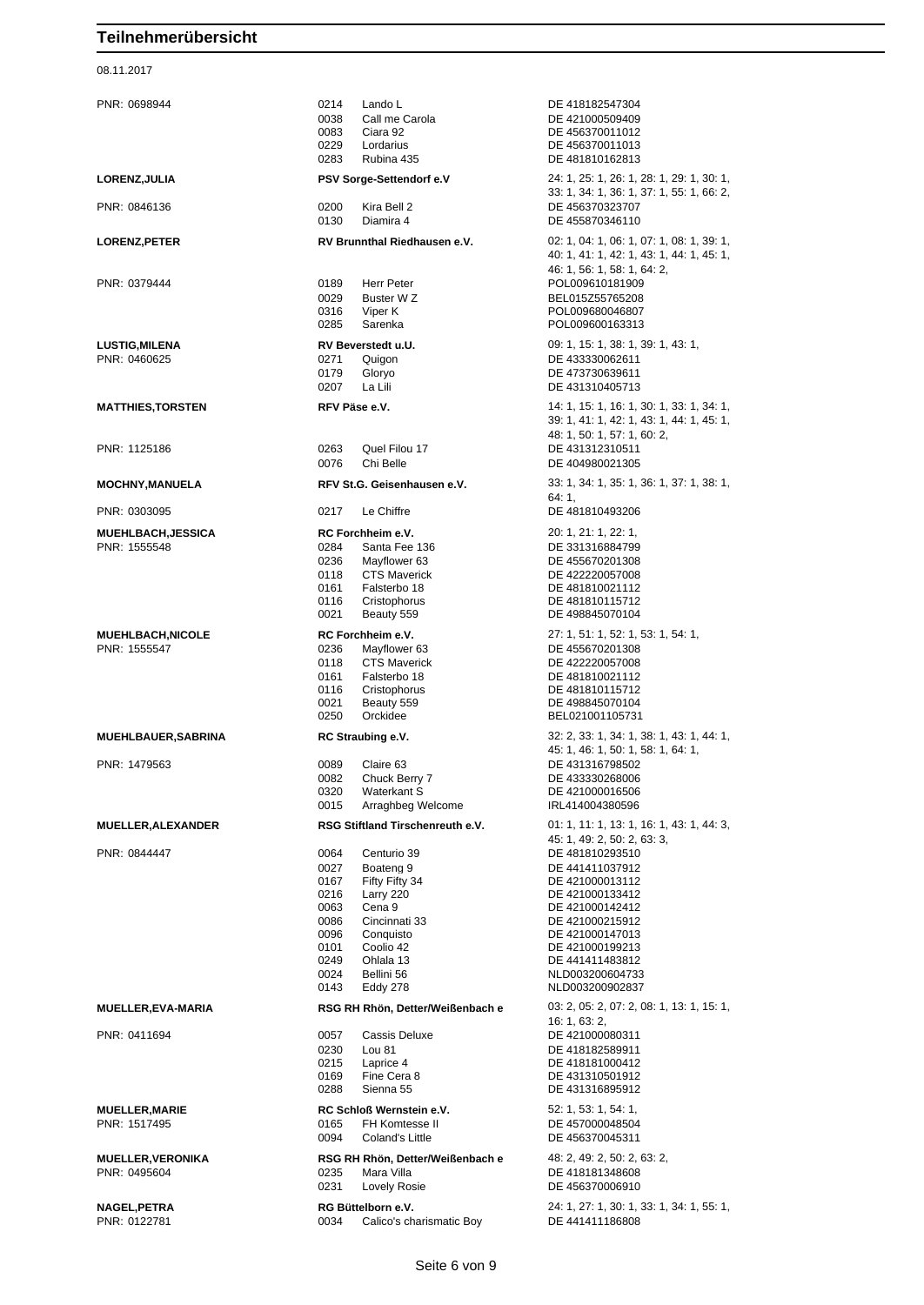# Teilnehmerübersicht

08.11.2017

| Teilnehmer | Verein / Pferd | Prüfungen / Lebensnr. |
|---|---|---|
| PNR: 0698944 | 0214 Lando L | DE 418182547304 |
| | 0038 Call me Carola | DE 421000509409 |
| | 0083 Ciara 92 | DE 456370011012 |
| | 0229 Lordarius | DE 456370011013 |
| | 0283 Rubina 435 | DE 481810162813 |
| **LORENZ,JULIA** | **PSV Sorge-Settendorf e.V** | 24: 1, 25: 1, 26: 1, 28: 1, 29: 1, 30: 1, 33: 1, 34: 1, 36: 1, 37: 1, 55: 1, 66: 2, |
| PNR: 0846136 | 0200 Kira Bell 2 | DE 456370323707 |
| | 0130 Diamira 4 | DE 455870346110 |
| **LORENZ,PETER** | **RV Brunnthal Riedhausen e.V.** | 02: 1, 04: 1, 06: 1, 07: 1, 08: 1, 39: 1, 40: 1, 41: 1, 42: 1, 43: 1, 44: 1, 45: 1, 46: 1, 56: 1, 58: 1, 64: 2, |
| PNR: 0379444 | 0189 Herr Peter | POL009610181909 |
| | 0029 Buster W Z | BEL015Z55765208 |
| | 0316 Viper K | POL009680046807 |
| | 0285 Sarenka | POL009600163313 |
| **LUSTIG,MILENA** | **RV Beverstedt u.U.** | 09: 1, 15: 1, 38: 1, 39: 1, 43: 1, |
| PNR: 0460625 | 0271 Quigon | DE 433330062611 |
| | 0179 Gloryo | DE 473730639611 |
| | 0207 La Lili | DE 431310405713 |
| **MATTHIES,TORSTEN** | **RFV Päse e.V.** | 14: 1, 15: 1, 16: 1, 30: 1, 33: 1, 34: 1, 39: 1, 41: 1, 42: 1, 43: 1, 44: 1, 45: 1, 48: 1, 50: 1, 57: 1, 60: 2, |
| PNR: 1125186 | 0263 Quel Filou 17 | DE 431312310511 |
| | 0076 Chi Belle | DE 404980021305 |
| **MOCHNY,MANUELA** | **RFV St.G. Geisenhausen e.V.** | 33: 1, 34: 1, 35: 1, 36: 1, 37: 1, 38: 1, 64: 1, |
| PNR: 0303095 | 0217 Le Chiffre | DE 481810493206 |
| **MUEHLBACH,JESSICA** | **RC Forchheim e.V.** | 20: 1, 21: 1, 22: 1, |
| PNR: 1555548 | 0284 Santa Fee 136 | DE 331316884799 |
| | 0236 Mayflower 63 | DE 455670201308 |
| | 0118 CTS Maverick | DE 422220057008 |
| | 0161 Falsterbo 18 | DE 481810021112 |
| | 0116 Cristophorus | DE 481810115712 |
| | 0021 Beauty 559 | DE 498845070104 |
| **MUEHLBACH,NICOLE** | **RC Forchheim e.V.** | 27: 1, 51: 1, 52: 1, 53: 1, 54: 1, |
| PNR: 1555547 | 0236 Mayflower 63 | DE 455670201308 |
| | 0118 CTS Maverick | DE 422220057008 |
| | 0161 Falsterbo 18 | DE 481810021112 |
| | 0116 Cristophorus | DE 481810115712 |
| | 0021 Beauty 559 | DE 498845070104 |
| | 0250 Orckidee | BEL021001105731 |
| **MUEHLBAUER,SABRINA** | **RC Straubing e.V.** | 32: 2, 33: 1, 34: 1, 38: 1, 43: 1, 44: 1, 45: 1, 46: 1, 50: 1, 58: 1, 64: 1, |
| PNR: 1479563 | 0089 Claire 63 | DE 431316798502 |
| | 0082 Chuck Berry 7 | DE 433330268006 |
| | 0320 Waterkant S | DE 421000016506 |
| | 0015 Arraghbeg Welcome | IRL414004380596 |
| **MUELLER,ALEXANDER** | **RSG Stiftland Tirschenreuth e.V.** | 01: 1, 11: 1, 13: 1, 16: 1, 43: 1, 44: 3, 45: 1, 49: 2, 50: 2, 63: 3, |
| PNR: 0844447 | 0064 Centurio 39 | DE 481810293510 |
| | 0027 Boateng 9 | DE 441411037912 |
| | 0167 Fifty Fifty 34 | DE 421000013112 |
| | 0216 Larry 220 | DE 421000133412 |
| | 0063 Cena 9 | DE 421000142412 |
| | 0086 Cincinnati 33 | DE 421000215912 |
| | 0096 Conquisto | DE 421000147013 |
| | 0101 Coolio 42 | DE 421000199213 |
| | 0249 Ohlala 13 | DE 441411483812 |
| | 0024 Bellini 56 | NLD003200604733 |
| | 0143 Eddy 278 | NLD003200902837 |
| **MUELLER,EVA-MARIA** | **RSG RH Rhön, Detter/Weißenbach e** | 03: 2, 05: 2, 07: 2, 08: 1, 13: 1, 15: 1, 16: 1, 63: 2, |
| PNR: 0411694 | 0057 Cassis Deluxe | DE 421000080311 |
| | 0230 Lou 81 | DE 418182589911 |
| | 0215 Laprice 4 | DE 418181000412 |
| | 0169 Fine Cera 8 | DE 431310501912 |
| | 0288 Sienna 55 | DE 431316895912 |
| **MUELLER,MARIE** | **RC Schloß Wernstein e.V.** | 52: 1, 53: 1, 54: 1, |
| PNR: 1517495 | 0165 FH Komtesse II | DE 457000048504 |
| | 0094 Coland's Little | DE 456370045311 |
| **MUELLER,VERONIKA** | **RSG RH Rhön, Detter/Weißenbach e** | 48: 2, 49: 2, 50: 2, 63: 2, |
| PNR: 0495604 | 0235 Mara Villa | DE 418181348608 |
| | 0231 Lovely Rosie | DE 456370006910 |
| **NAGEL,PETRA** | **RG Büttelborn e.V.** | 24: 1, 27: 1, 30: 1, 33: 1, 34: 1, 55: 1, |
| PNR: 0122781 | 0034 Calico's charismatic Boy | DE 441411186808 |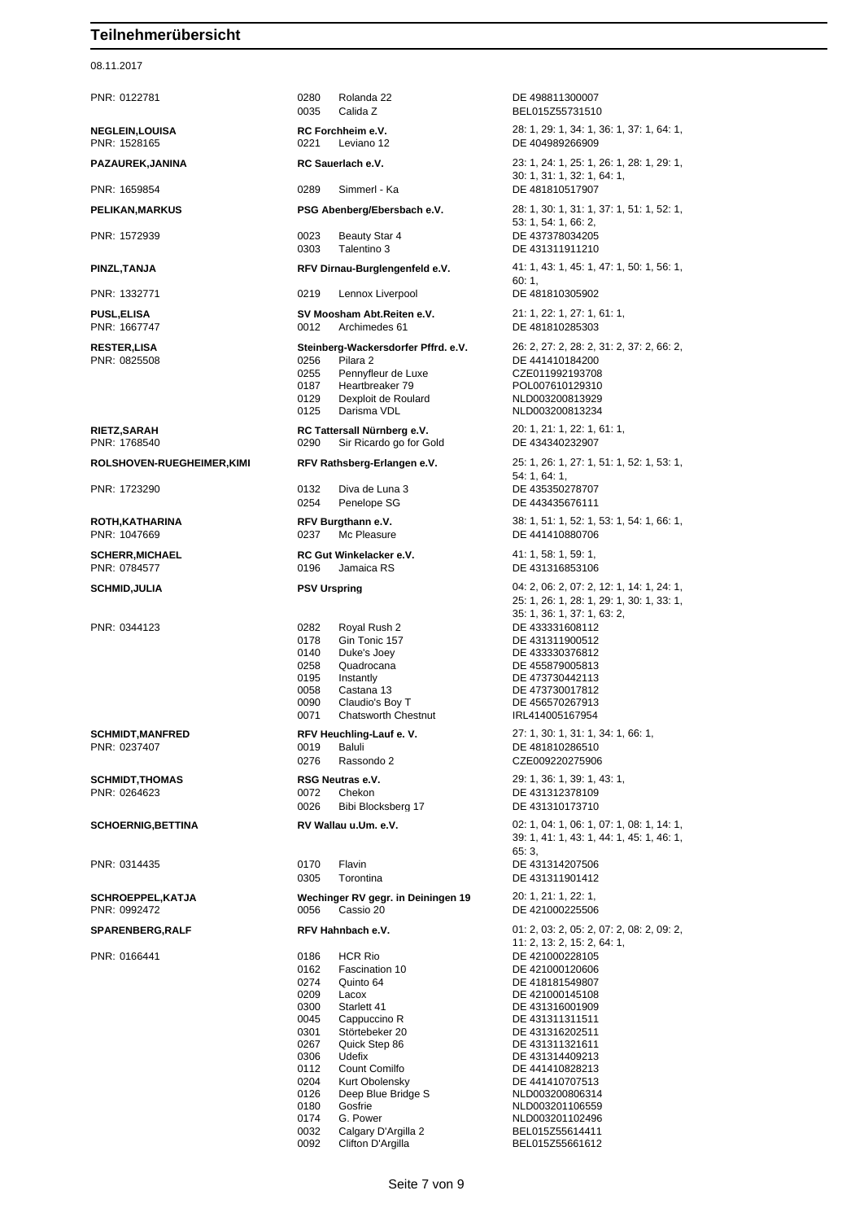# Teilnehmerübersicht

08.11.2017

| Reiter | Verein / Pferd | Prüfungen / Lebensnr. |
|---|---|---|
| PNR: 0122781 | 0280 Rolanda 22 | DE 498811300007 |
| | 0035 Calida Z | BEL015Z55731510 |
| **NEGLEIN,LOUISA** | **RC Forchheim e.V.** | 28: 1, 29: 1, 34: 1, 36: 1, 37: 1, 64: 1, |
| PNR: 1528165 | 0221 Leviano 12 | DE 404989266909 |
| **PAZAUREK,JANINA** | **RC Sauerlach e.V.** | 23: 1, 24: 1, 25: 1, 26: 1, 28: 1, 29: 1, 30: 1, 31: 1, 32: 1, 64: 1, |
| PNR: 1659854 | 0289 Simmerl - Ka | DE 481810517907 |
| **PELIKAN,MARKUS** | **PSG Abenberg/Ebersbach e.V.** | 28: 1, 30: 1, 31: 1, 37: 1, 51: 1, 52: 1, 53: 1, 54: 1, 66: 2, |
| PNR: 1572939 | 0023 Beauty Star 4 | DE 437378034205 |
| | 0303 Talentino 3 | DE 431311911210 |
| **PINZL,TANJA** | **RFV Dirnau-Burglengenfeld e.V.** | 41: 1, 43: 1, 45: 1, 47: 1, 50: 1, 56: 1, 60: 1, |
| PNR: 1332771 | 0219 Lennox Liverpool | DE 481810305902 |
| **PUSL,ELISA** | **SV Moosham Abt.Reiten e.V.** | 21: 1, 22: 1, 27: 1, 61: 1, |
| PNR: 1667747 | 0012 Archimedes 61 | DE 481810285303 |
| **RESTER,LISA** | **Steinberg-Wackersdorfer Pffrd. e.V.** | 26: 2, 27: 2, 28: 2, 31: 2, 37: 2, 66: 2, |
| PNR: 0825508 | 0256 Pilara 2 | DE 441410184200 |
| | 0255 Pennyfleur de Luxe | CZE011992193708 |
| | 0187 Heartbreaker 79 | POL007610129310 |
| | 0129 Dexploit de Roulard | NLD003200813929 |
| | 0125 Darisma VDL | NLD003200813234 |
| **RIETZ,SARAH** | **RC Tattersall Nürnberg e.V.** | 20: 1, 21: 1, 22: 1, 61: 1, |
| PNR: 1768540 | 0290 Sir Ricardo go for Gold | DE 434340232907 |
| **ROLSHOVEN-RUEGHEIMER,KIMI** | **RFV Rathsberg-Erlangen e.V.** | 25: 1, 26: 1, 27: 1, 51: 1, 52: 1, 53: 1, 54: 1, 64: 1, |
| PNR: 1723290 | 0132 Diva de Luna 3 | DE 435350278707 |
| | 0254 Penelope SG | DE 443435676111 |
| **ROTH,KATHARINA** | **RFV Burgthann e.V.** | 38: 1, 51: 1, 52: 1, 53: 1, 54: 1, 66: 1, |
| PNR: 1047669 | 0237 Mc Pleasure | DE 441410880706 |
| **SCHERR,MICHAEL** | **RC Gut Winkelacker e.V.** | 41: 1, 58: 1, 59: 1, |
| PNR: 0784577 | 0196 Jamaica RS | DE 431316853106 |
| **SCHMID,JULIA** | **PSV Urspring** | 04: 2, 06: 2, 07: 2, 12: 1, 14: 1, 24: 1, 25: 1, 26: 1, 28: 1, 29: 1, 30: 1, 33: 1, 35: 1, 36: 1, 37: 1, 63: 2, |
| PNR: 0344123 | 0282 Royal Rush 2 | DE 433331608112 |
| | 0178 Gin Tonic 157 | DE 431311900512 |
| | 0140 Duke's Joey | DE 433330376812 |
| | 0258 Quadrocana | DE 455879005813 |
| | 0195 Instantly | DE 473730442113 |
| | 0058 Castana 13 | DE 473730017812 |
| | 0090 Claudio's Boy T | DE 456570267913 |
| | 0071 Chatsworth Chestnut | IRL414005167954 |
| **SCHMIDT,MANFRED** | **RFV Heuchling-Lauf e. V.** | 27: 1, 30: 1, 31: 1, 34: 1, 66: 1, |
| PNR: 0237407 | 0019 Baluli | DE 481810286510 |
| | 0276 Rassondo 2 | CZE009220275906 |
| **SCHMIDT,THOMAS** | **RSG Neutras e.V.** | 29: 1, 36: 1, 39: 1, 43: 1, |
| PNR: 0264623 | 0072 Chekon | DE 431312378109 |
| | 0026 Bibi Blocksberg 17 | DE 431310173710 |
| **SCHOERNIG,BETTINA** | **RV Wallau u.Um. e.V.** | 02: 1, 04: 1, 06: 1, 07: 1, 08: 1, 14: 1, 39: 1, 41: 1, 43: 1, 44: 1, 45: 1, 46: 1, 65: 3, |
| PNR: 0314435 | 0170 Flavin | DE 431314207506 |
| | 0305 Torontina | DE 431311901412 |
| **SCHROEPPEL,KATJA** | **Wechinger RV gegr. in Deiningen 19** | 20: 1, 21: 1, 22: 1, |
| PNR: 0992472 | 0056 Cassio 20 | DE 421000225506 |
| **SPARENBERG,RALF** | **RFV Hahnbach e.V.** | 01: 2, 03: 2, 05: 2, 07: 2, 08: 2, 09: 2, 11: 2, 13: 2, 15: 2, 64: 1, |
| PNR: 0166441 | 0186 HCR Rio | DE 421000228105 |
| | 0162 Fascination 10 | DE 421000120606 |
| | 0274 Quinto 64 | DE 418181549807 |
| | 0209 Lacox | DE 421000145108 |
| | 0300 Starlett 41 | DE 431316001909 |
| | 0045 Cappuccino R | DE 431311311511 |
| | 0301 Störtebeker 20 | DE 431316202511 |
| | 0267 Quick Step 86 | DE 431311321611 |
| | 0306 Udefix | DE 431314409213 |
| | 0112 Count Comilfo | DE 441410828213 |
| | 0204 Kurt Obolensky | DE 441410707513 |
| | 0126 Deep Blue Bridge S | NLD003200806314 |
| | 0180 Gosfrie | NLD003201106559 |
| | 0174 G. Power | NLD003201102496 |
| | 0032 Calgary D'Argilla 2 | BEL015Z55614411 |
| | 0092 Clifton D'Argilla | BEL015Z55661612 |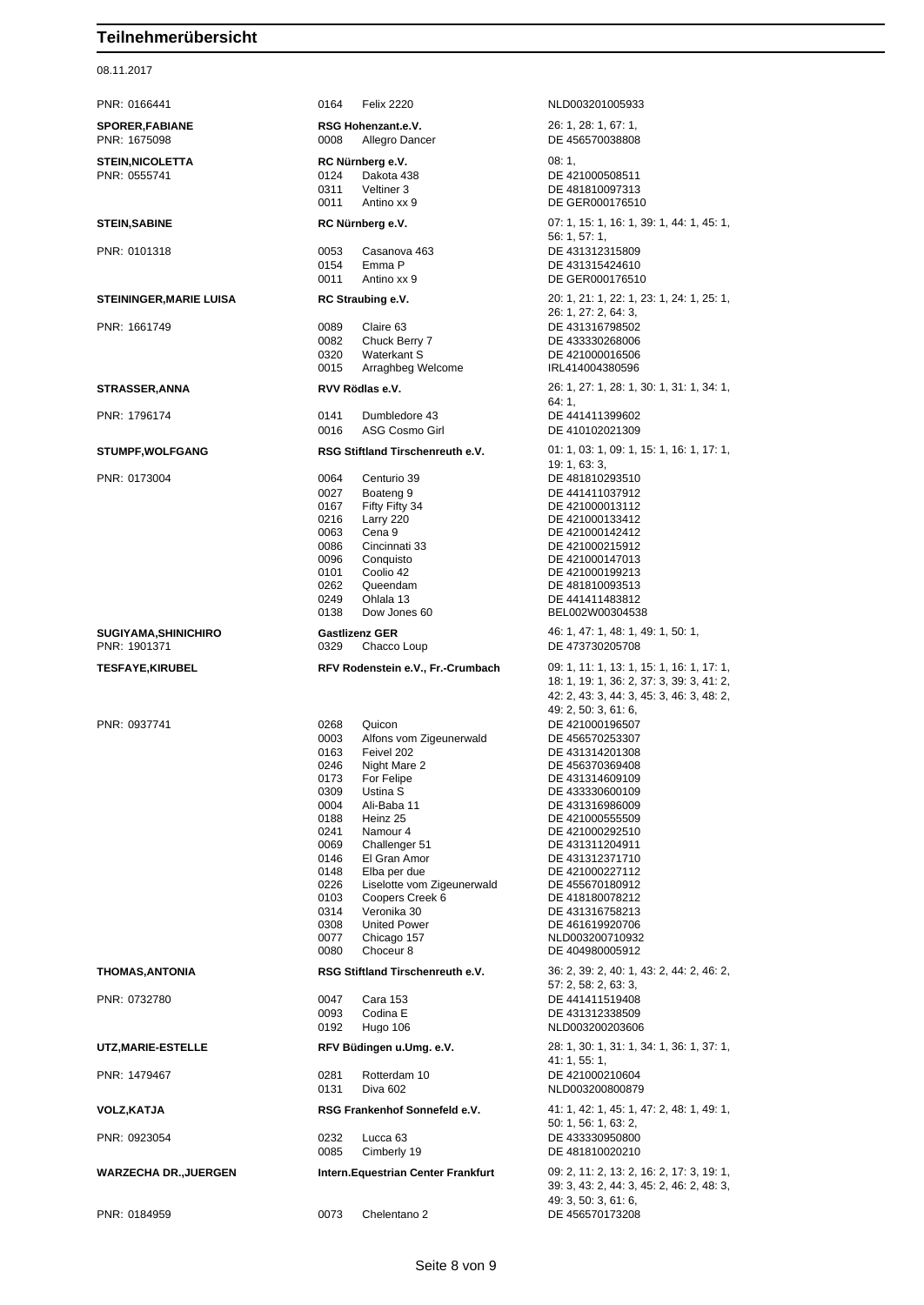# Teilnehmerübersicht

08.11.2017

| | | | |
|---|---|---|---|
| PNR: 0166441 | 0164 | Felix 2220 | NLD003201005933 |
| **SPORER,FABIANE** | **RSG Hohenzant.e.V.** | | 26: 1, 28: 1, 67: 1, |
| PNR: 1675098 | 0008 | Allegro Dancer | DE 456570038808 |
| **STEIN,NICOLETTA** | **RC Nürnberg e.V.** | | 08: 1, |
| PNR: 0555741 | 0124 | Dakota 438 | DE 421000508511 |
| | 0311 | Veltiner 3 | DE 481810097313 |
| | 0011 | Antino xx 9 | DE GER000176510 |
| **STEIN,SABINE** | **RC Nürnberg e.V.** | | 07: 1, 15: 1, 16: 1, 39: 1, 44: 1, 45: 1, 56: 1, 57: 1, |
| PNR: 0101318 | 0053 | Casanova 463 | DE 431312315809 |
| | 0154 | Emma P | DE 431315424610 |
| | 0011 | Antino xx 9 | DE GER000176510 |
| **STEININGER,MARIE LUISA** | **RC Straubing e.V.** | | 20: 1, 21: 1, 22: 1, 23: 1, 24: 1, 25: 1, 26: 1, 27: 2, 64: 3, |
| PNR: 1661749 | 0089 | Claire 63 | DE 431316798502 |
| | 0082 | Chuck Berry 7 | DE 433330268006 |
| | 0320 | Waterkant S | DE 421000016506 |
| | 0015 | Arraghbeg Welcome | IRL414004380596 |
| **STRASSER,ANNA** | **RVV Rödlas e.V.** | | 26: 1, 27: 1, 28: 1, 30: 1, 31: 1, 34: 1, 64: 1, |
| PNR: 1796174 | 0141 | Dumbledore 43 | DE 441411399602 |
| | 0016 | ASG Cosmo Girl | DE 410102021309 |
| **STUMPF,WOLFGANG** | **RSG Stiftland Tirschenreuth e.V.** | | 01: 1, 03: 1, 09: 1, 15: 1, 16: 1, 17: 1, 19: 1, 63: 3, |
| PNR: 0173004 | 0064 | Centurio 39 | DE 481810293510 |
| | 0027 | Boateng 9 | DE 441411037912 |
| | 0167 | Fifty Fifty 34 | DE 421000013112 |
| | 0216 | Larry 220 | DE 421000133412 |
| | 0063 | Cena 9 | DE 421000142412 |
| | 0086 | Cincinnati 33 | DE 421000215912 |
| | 0096 | Conquisto | DE 421000147013 |
| | 0101 | Coolio 42 | DE 421000199213 |
| | 0262 | Queendam | DE 481810093513 |
| | 0249 | Ohlala 13 | DE 441411483812 |
| | 0138 | Dow Jones 60 | BEL002W00304538 |
| **SUGIYAMA,SHINICHIRO** | **Gastlizenz GER** | | 46: 1, 47: 1, 48: 1, 49: 1, 50: 1, |
| PNR: 1901371 | 0329 | Chacco Loup | DE 473730205708 |
| **TESFAYE,KIRUBEL** | **RFV Rodenstein e.V., Fr.-Crumbach** | | 09: 1, 11: 1, 13: 1, 15: 1, 16: 1, 17: 1, 18: 1, 19: 1, 36: 2, 37: 3, 39: 3, 41: 2, 42: 2, 43: 3, 44: 3, 45: 3, 46: 3, 48: 2, 49: 2, 50: 3, 61: 6, |
| PNR: 0937741 | 0268 | Quicon | DE 421000196507 |
| | 0003 | Alfons vom Zigeunerwald | DE 456570253307 |
| | 0163 | Feivel 202 | DE 431314201308 |
| | 0246 | Night Mare 2 | DE 456370369408 |
| | 0173 | For Felipe | DE 431314609109 |
| | 0309 | Ustina S | DE 433330600109 |
| | 0004 | Ali-Baba 11 | DE 431316986009 |
| | 0188 | Heinz 25 | DE 421000555509 |
| | 0241 | Namour 4 | DE 421000292510 |
| | 0069 | Challenger 51 | DE 431311204911 |
| | 0146 | El Gran Amor | DE 431312371710 |
| | 0148 | Elba per due | DE 421000227112 |
| | 0226 | Liselotte vom Zigeunerwald | DE 455670180912 |
| | 0103 | Coopers Creek 6 | DE 418180078212 |
| | 0314 | Veronika 30 | DE 431316758213 |
| | 0308 | United Power | DE 461619920706 |
| | 0077 | Chicago 157 | NLD003200710932 |
| | 0080 | Choceur 8 | DE 404980005912 |
| **THOMAS,ANTONIA** | **RSG Stiftland Tirschenreuth e.V.** | | 36: 2, 39: 2, 40: 1, 43: 2, 44: 2, 46: 2, 57: 2, 58: 2, 63: 3, |
| PNR: 0732780 | 0047 | Cara 153 | DE 441411519408 |
| | 0093 | Codina E | DE 431312338509 |
| | 0192 | Hugo 106 | NLD003200203606 |
| **UTZ,MARIE-ESTELLE** | **RFV Büdingen u.Umg. e.V.** | | 28: 1, 30: 1, 31: 1, 34: 1, 36: 1, 37: 1, 41: 1, 55: 1, |
| PNR: 1479467 | 0281 | Rotterdam 10 | DE 421000210604 |
| | 0131 | Diva 602 | NLD003200800879 |
| **VOLZ,KATJA** | **RSG Frankenhof Sonnefeld e.V.** | | 41: 1, 42: 1, 45: 1, 47: 2, 48: 1, 49: 1, 50: 1, 56: 1, 63: 2, |
| PNR: 0923054 | 0232 | Lucca 63 | DE 433330950800 |
| | 0085 | Cimberly 19 | DE 481810020210 |
| **WARZECHA DR.,JUERGEN** | **Intern.Equestrian Center Frankfurt** | | 09: 2, 11: 2, 13: 2, 16: 2, 17: 3, 19: 1, 39: 3, 43: 2, 44: 3, 45: 2, 46: 2, 48: 3, 49: 3, 50: 3, 61: 6, |
| PNR: 0184959 | 0073 | Chelentano 2 | DE 456570173208 |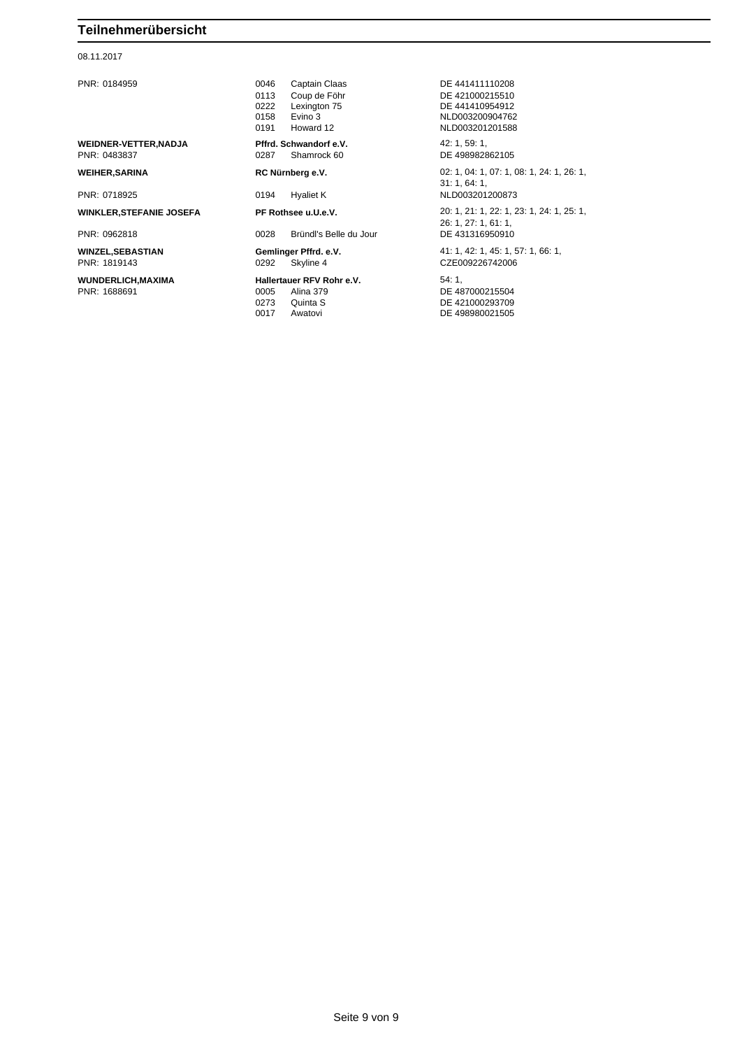## Teilnehmerübersicht

08.11.2017

| | | | |
|---|---|---|---|
| PNR: 0184959 | 0046 | Captain Claas | DE 441411110208 |
| | 0113 | Coup de Föhr | DE 421000215510 |
| | 0222 | Lexington 75 | DE 441410954912 |
| | 0158 | Evino 3 | NLD003200904762 |
| | 0191 | Howard 12 | NLD003201201588 |
| **WEIDNER-VETTER,NADJA** | **Pffrd. Schwandorf e.V.** | | 42: 1, 59: 1, |
| PNR: 0483837 | 0287 | Shamrock 60 | DE 498982862105 |
| **WEIHER,SARINA** | **RC Nürnberg e.V.** | | 02: 1, 04: 1, 07: 1, 08: 1, 24: 1, 26: 1, 31: 1, 64: 1, |
| PNR: 0718925 | 0194 | Hyaliet K | NLD003201200873 |
| **WINKLER,STEFANIE JOSEFA** | **PF Rothsee u.U.e.V.** | | 20: 1, 21: 1, 22: 1, 23: 1, 24: 1, 25: 1, 26: 1, 27: 1, 61: 1, |
| PNR: 0962818 | 0028 | Bründl's Belle du Jour | DE 431316950910 |
| **WINZEL,SEBASTIAN** | **Gemlinger Pffrd. e.V.** | | 41: 1, 42: 1, 45: 1, 57: 1, 66: 1, |
| PNR: 1819143 | 0292 | Skyline 4 | CZE009226742006 |
| **WUNDERLICH,MAXIMA** | **Hallertauer RFV Rohr e.V.** | | 54: 1, |
| PNR: 1688691 | 0005 | Alina 379 | DE 487000215504 |
| | 0273 | Quinta S | DE 421000293709 |
| | 0017 | Awatovi | DE 498980021505 |